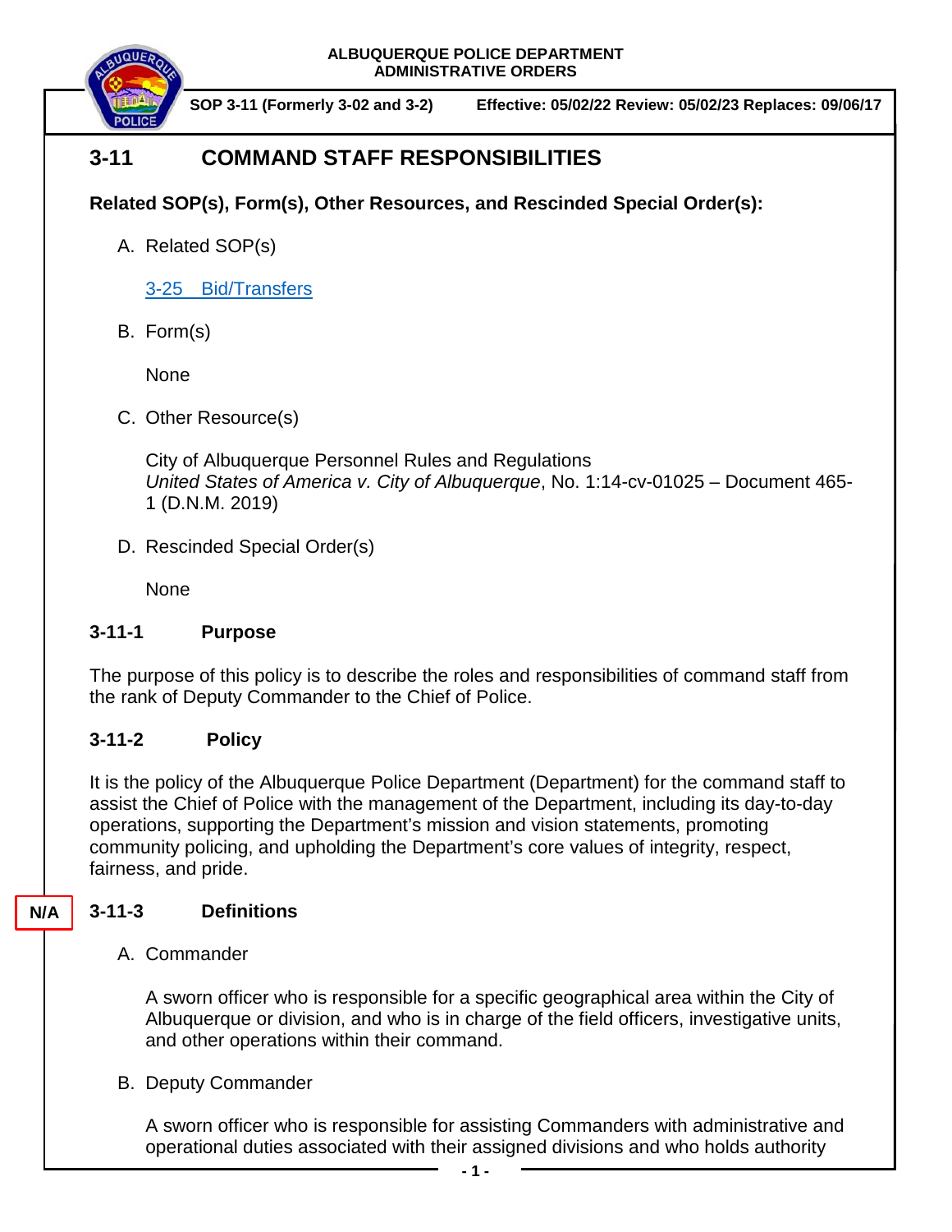**ALBUQUERQUE POLICE DEPARTMENT**
**ADMINISTRATIVE ORDERS**

**SOP 3-11 (Formerly 3-02 and 3-2)** **Effective: 05/02/22 Review: 05/02/23 Replaces: 09/06/17**

# 3-11 COMMAND STAFF RESPONSIBILITIES

**Related SOP(s), Form(s), Other Resources, and Rescinded Special Order(s):**

A. Related SOP(s)

3-25 Bid/Transfers

B. Form(s)

None

C. Other Resource(s)

City of Albuquerque Personnel Rules and Regulations
*United States of America v. City of Albuquerque*, No. 1:14-cv-01025 – Document 465-1 (D.N.M. 2019)

D. Rescinded Special Order(s)

None

## 3-11-1 Purpose

The purpose of this policy is to describe the roles and responsibilities of command staff from the rank of Deputy Commander to the Chief of Police.

## 3-11-2 Policy

It is the policy of the Albuquerque Police Department (Department) for the command staff to assist the Chief of Police with the management of the Department, including its day-to-day operations, supporting the Department's mission and vision statements, promoting community policing, and upholding the Department's core values of integrity, respect, fairness, and pride.

N/A

## 3-11-3 Definitions

A. Commander

A sworn officer who is responsible for a specific geographical area within the City of Albuquerque or division, and who is in charge of the field officers, investigative units, and other operations within their command.

B. Deputy Commander

A sworn officer who is responsible for assisting Commanders with administrative and operational duties associated with their assigned divisions and who holds authority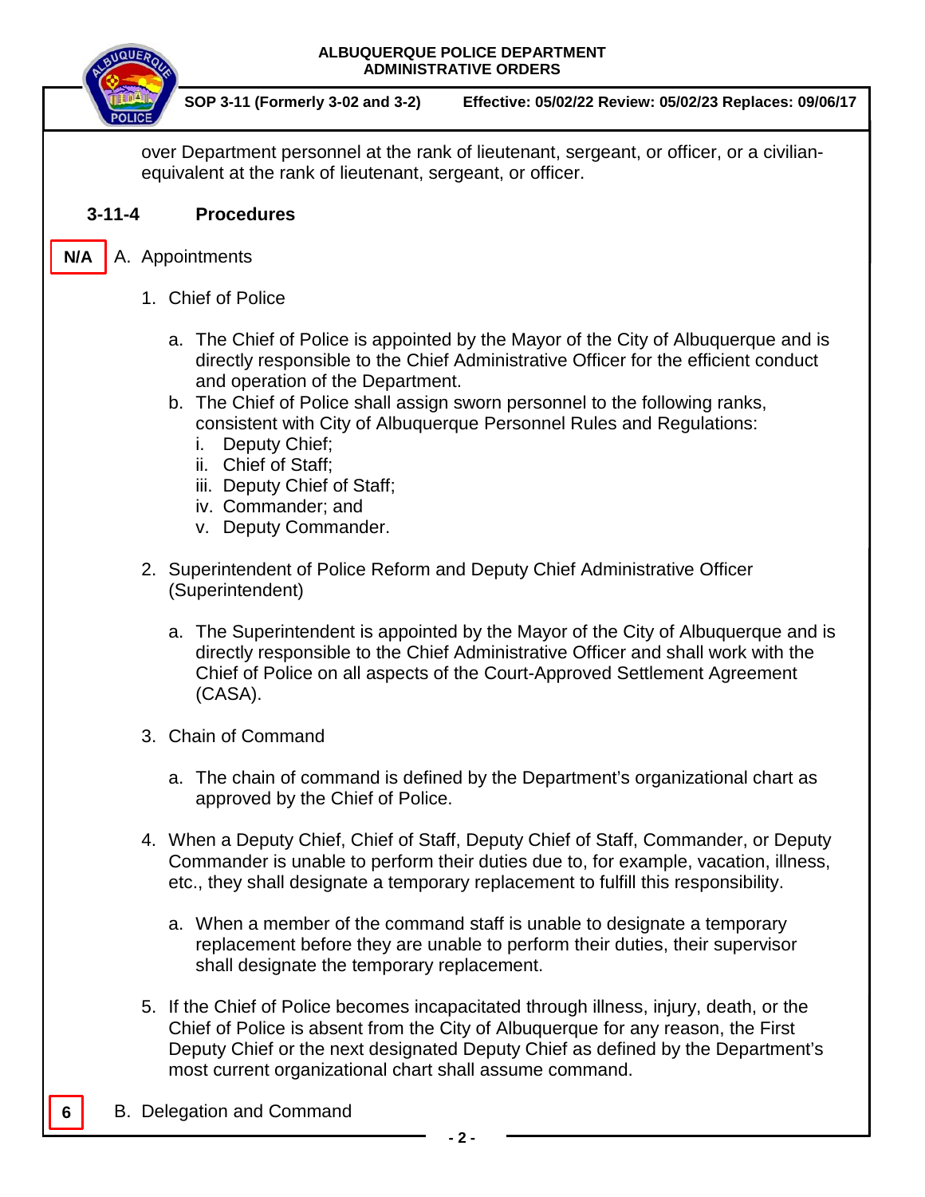over Department personnel at the rank of lieutenant, sergeant, or officer, or a civilian-equivalent at the rank of lieutenant, sergeant, or officer.

## 3-11-4 Procedures

N/A

A. Appointments

1. Chief of Police

   a. The Chief of Police is appointed by the Mayor of the City of Albuquerque and is directly responsible to the Chief Administrative Officer for the efficient conduct and operation of the Department.

   b. The Chief of Police shall assign sworn personnel to the following ranks, consistent with City of Albuquerque Personnel Rules and Regulations:
      i. Deputy Chief;
      ii. Chief of Staff;
      iii. Deputy Chief of Staff;
      iv. Commander; and
      v. Deputy Commander.

2. Superintendent of Police Reform and Deputy Chief Administrative Officer (Superintendent)

   a. The Superintendent is appointed by the Mayor of the City of Albuquerque and is directly responsible to the Chief Administrative Officer and shall work with the Chief of Police on all aspects of the Court-Approved Settlement Agreement (CASA).

3. Chain of Command

   a. The chain of command is defined by the Department's organizational chart as approved by the Chief of Police.

4. When a Deputy Chief, Chief of Staff, Deputy Chief of Staff, Commander, or Deputy Commander is unable to perform their duties due to, for example, vacation, illness, etc., they shall designate a temporary replacement to fulfill this responsibility.

   a. When a member of the command staff is unable to designate a temporary replacement before they are unable to perform their duties, their supervisor shall designate the temporary replacement.

5. If the Chief of Police becomes incapacitated through illness, injury, death, or the Chief of Police is absent from the City of Albuquerque for any reason, the First Deputy Chief or the next designated Deputy Chief as defined by the Department's most current organizational chart shall assume command.

6

B. Delegation and Command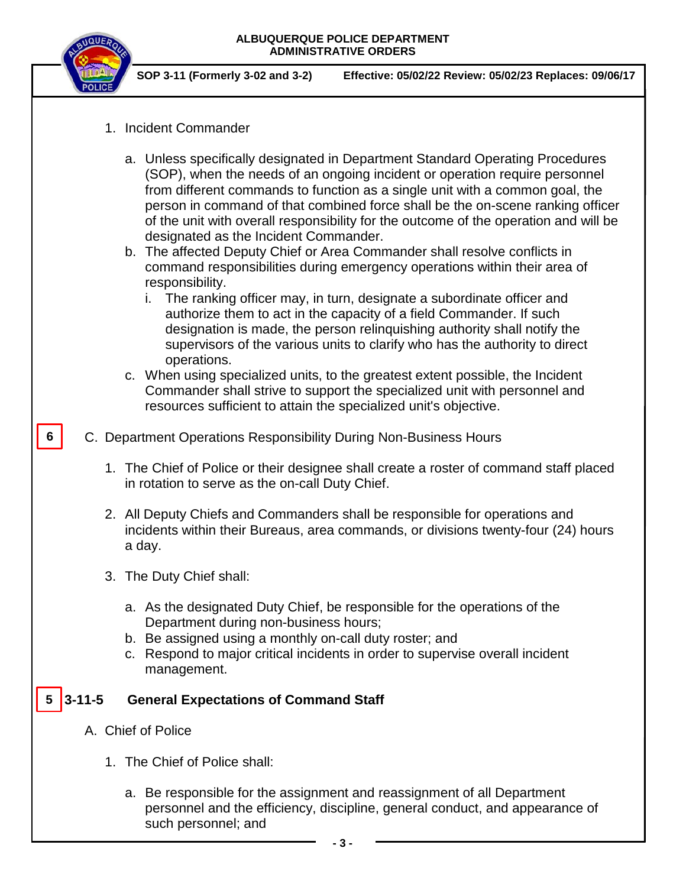1. Incident Commander

   a. Unless specifically designated in Department Standard Operating Procedures (SOP), when the needs of an ongoing incident or operation require personnel from different commands to function as a single unit with a common goal, the person in command of that combined force shall be the on-scene ranking officer of the unit with overall responsibility for the outcome of the operation and will be designated as the Incident Commander.
   b. The affected Deputy Chief or Area Commander shall resolve conflicts in command responsibilities during emergency operations within their area of responsibility.
      i. The ranking officer may, in turn, designate a subordinate officer and authorize them to act in the capacity of a field Commander. If such designation is made, the person relinquishing authority shall notify the supervisors of the various units to clarify who has the authority to direct operations.
   c. When using specialized units, to the greatest extent possible, the Incident Commander shall strive to support the specialized unit with personnel and resources sufficient to attain the specialized unit's objective.

6 C. Department Operations Responsibility During Non-Business Hours

1. The Chief of Police or their designee shall create a roster of command staff placed in rotation to serve as the on-call Duty Chief.

2. All Deputy Chiefs and Commanders shall be responsible for operations and incidents within their Bureaus, area commands, or divisions twenty-four (24) hours a day.

3. The Duty Chief shall:

   a. As the designated Duty Chief, be responsible for the operations of the Department during non-business hours;
   b. Be assigned using a monthly on-call duty roster; and
   c. Respond to major critical incidents in order to supervise overall incident management.

## 5 3-11-5 General Expectations of Command Staff

A. Chief of Police

1. The Chief of Police shall:

   a. Be responsible for the assignment and reassignment of all Department personnel and the efficiency, discipline, general conduct, and appearance of such personnel; and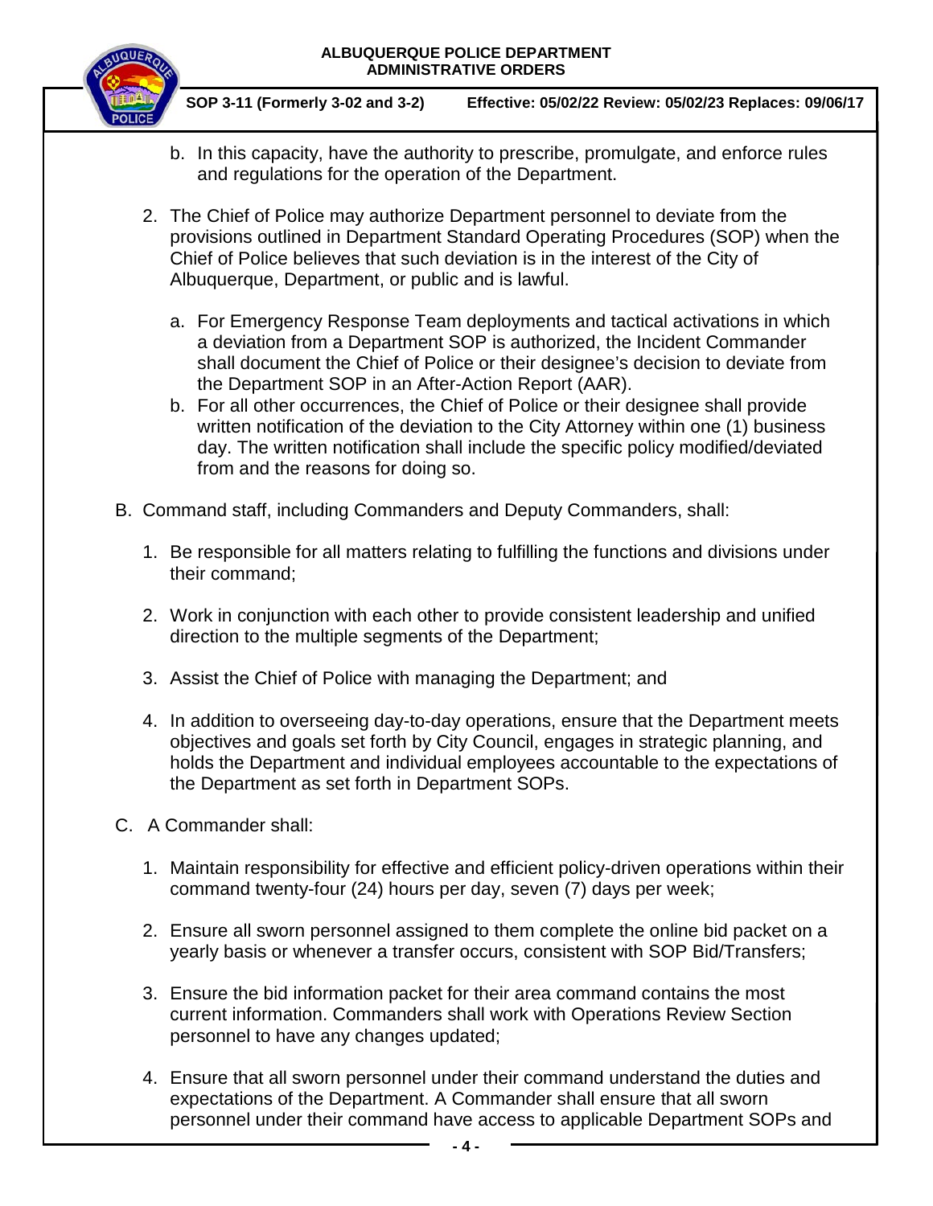b. In this capacity, have the authority to prescribe, promulgate, and enforce rules and regulations for the operation of the Department.

2. The Chief of Police may authorize Department personnel to deviate from the provisions outlined in Department Standard Operating Procedures (SOP) when the Chief of Police believes that such deviation is in the interest of the City of Albuquerque, Department, or public and is lawful.

   a. For Emergency Response Team deployments and tactical activations in which a deviation from a Department SOP is authorized, the Incident Commander shall document the Chief of Police or their designee's decision to deviate from the Department SOP in an After-Action Report (AAR).
   b. For all other occurrences, the Chief of Police or their designee shall provide written notification of the deviation to the City Attorney within one (1) business day. The written notification shall include the specific policy modified/deviated from and the reasons for doing so.

B. Command staff, including Commanders and Deputy Commanders, shall:

1. Be responsible for all matters relating to fulfilling the functions and divisions under their command;

2. Work in conjunction with each other to provide consistent leadership and unified direction to the multiple segments of the Department;

3. Assist the Chief of Police with managing the Department; and

4. In addition to overseeing day-to-day operations, ensure that the Department meets objectives and goals set forth by City Council, engages in strategic planning, and holds the Department and individual employees accountable to the expectations of the Department as set forth in Department SOPs.

C. A Commander shall:

1. Maintain responsibility for effective and efficient policy-driven operations within their command twenty-four (24) hours per day, seven (7) days per week;

2. Ensure all sworn personnel assigned to them complete the online bid packet on a yearly basis or whenever a transfer occurs, consistent with SOP Bid/Transfers;

3. Ensure the bid information packet for their area command contains the most current information. Commanders shall work with Operations Review Section personnel to have any changes updated;

4. Ensure that all sworn personnel under their command understand the duties and expectations of the Department. A Commander shall ensure that all sworn personnel under their command have access to applicable Department SOPs and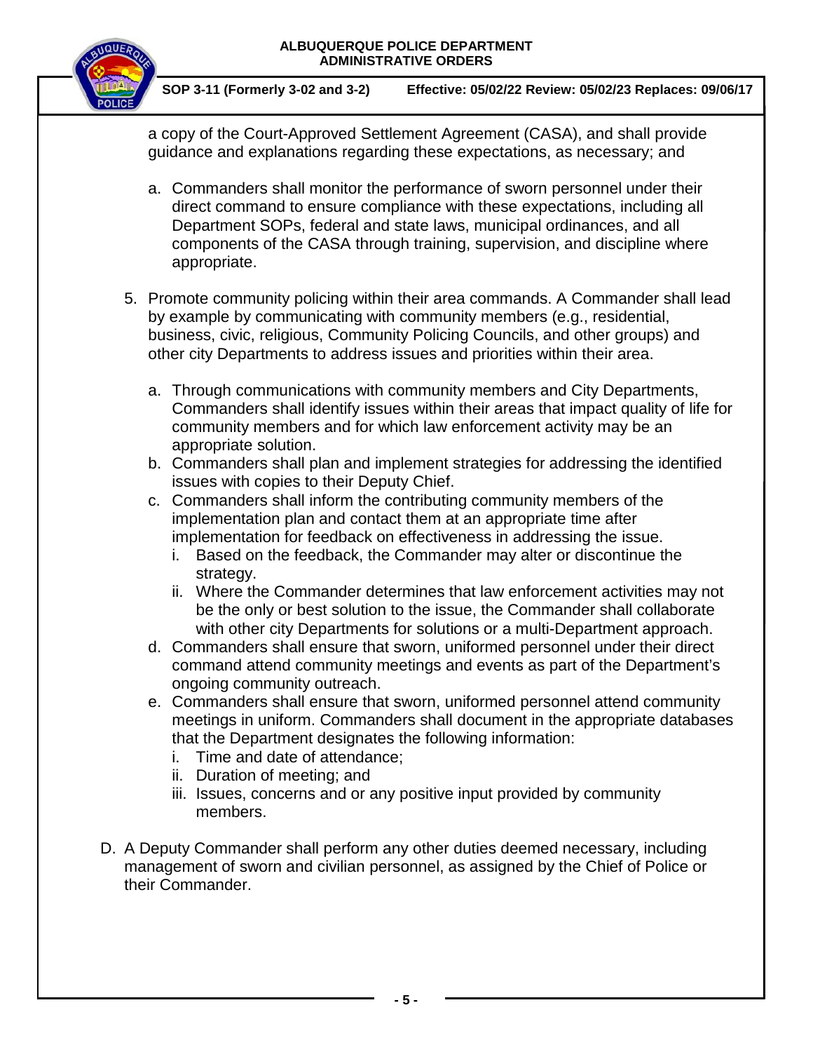a copy of the Court-Approved Settlement Agreement (CASA), and shall provide guidance and explanations regarding these expectations, as necessary; and

   a. Commanders shall monitor the performance of sworn personnel under their direct command to ensure compliance with these expectations, including all Department SOPs, federal and state laws, municipal ordinances, and all components of the CASA through training, supervision, and discipline where appropriate.

5. Promote community policing within their area commands. A Commander shall lead by example by communicating with community members (e.g., residential, business, civic, religious, Community Policing Councils, and other groups) and other city Departments to address issues and priorities within their area.

   a. Through communications with community members and City Departments, Commanders shall identify issues within their areas that impact quality of life for community members and for which law enforcement activity may be an appropriate solution.
   b. Commanders shall plan and implement strategies for addressing the identified issues with copies to their Deputy Chief.
   c. Commanders shall inform the contributing community members of the implementation plan and contact them at an appropriate time after implementation for feedback on effectiveness in addressing the issue.
      i. Based on the feedback, the Commander may alter or discontinue the strategy.
      ii. Where the Commander determines that law enforcement activities may not be the only or best solution to the issue, the Commander shall collaborate with other city Departments for solutions or a multi-Department approach.
   d. Commanders shall ensure that sworn, uniformed personnel under their direct command attend community meetings and events as part of the Department's ongoing community outreach.
   e. Commanders shall ensure that sworn, uniformed personnel attend community meetings in uniform. Commanders shall document in the appropriate databases that the Department designates the following information:
      i. Time and date of attendance;
      ii. Duration of meeting; and
      iii. Issues, concerns and or any positive input provided by community members.

D. A Deputy Commander shall perform any other duties deemed necessary, including management of sworn and civilian personnel, as assigned by the Chief of Police or their Commander.